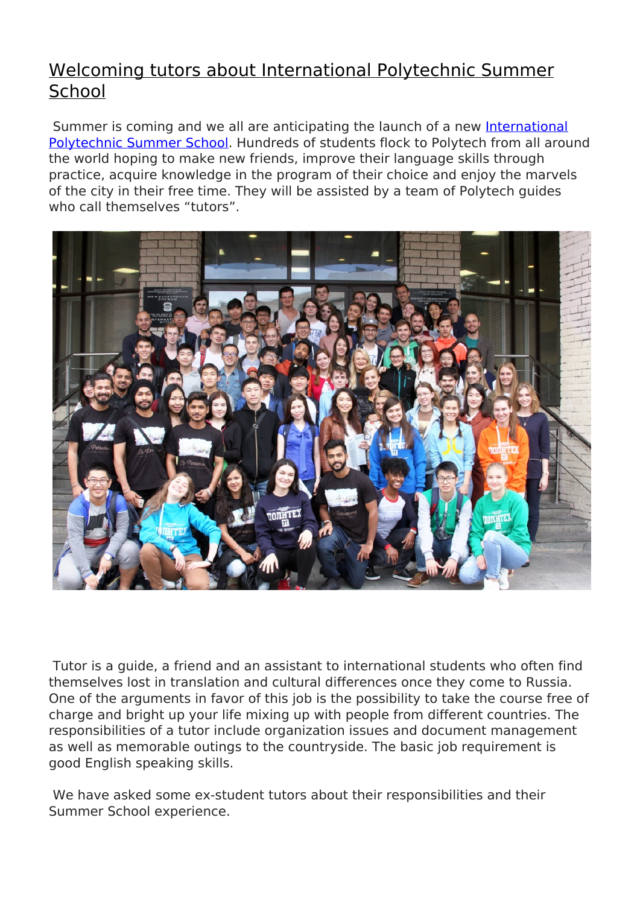# Welcoming tutors about International Polytechnic Summer School

Summer is coming and we all are anticipating the launch of a new International Polytechnic Summer School. Hundreds of students flock to Polytech from all around the world hoping to make new friends, improve their language skills through practice, acquire knowledge in the program of their choice and enjoy the marvels of the city in their free time. They will be assisted by a team of Polytech guides who call themselves "tutors".

Tutor is a guide, a friend and an assistant to international students who often find themselves lost in translation and cultural differences once they come to Russia. One of the arguments in favor of this job is the possibility to take the course free of charge and bright up your life mixing up with people from different countries. The responsibilities of a tutor include organization issues and document management as well as memorable outings to the countryside. The basic job requirement is good English speaking skills.

We have asked some ex-student tutors about their responsibilities and their Summer School experience.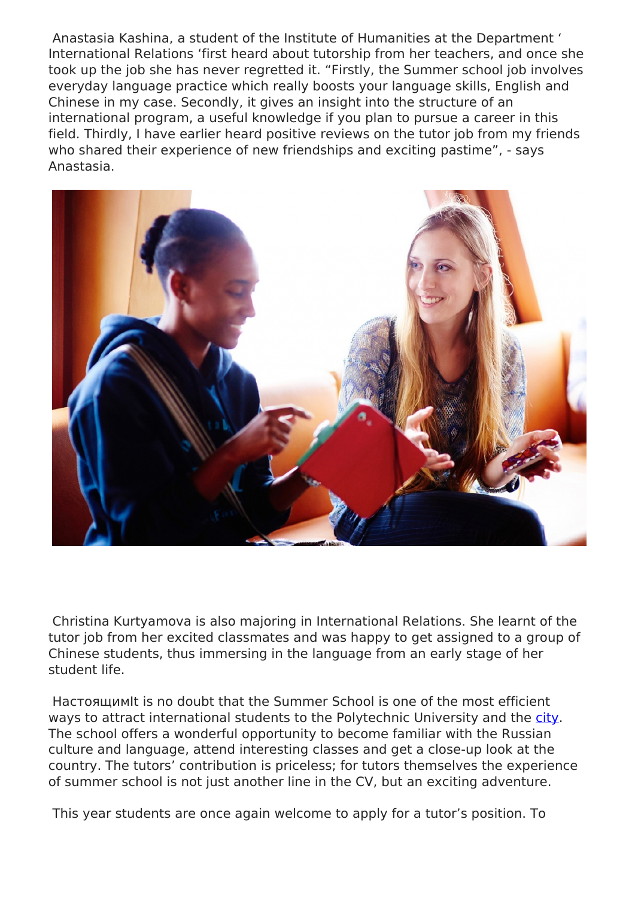Anastasia Kashina, a student of the Institute of Humanities at the Department ' International Relations 'first heard about tutorship from her teachers, and once she took up the job she has never regretted it. "Firstly, the Summer school job involves everyday language practice which really boosts your language skills, English and Chinese in my case. Secondly, it gives an insight into the structure of an international program, a useful knowledge if you plan to pursue a career in this field. Thirdly, I have earlier heard positive reviews on the tutor job from my friends who shared their experience of new friendships and exciting pastime", - says Anastasia.

Christina Kurtyamova is also majoring in International Relations. She learnt of the tutor job from her excited classmates and was happy to get assigned to a group of Chinese students, thus immersing in the language from an early stage of her student life.

НастоящимIt is no doubt that the Summer School is one of the most efficient ways to attract international students to the Polytechnic University and the city. The school offers a wonderful opportunity to become familiar with the Russian culture and language, attend interesting classes and get a close-up look at the country. The tutors' contribution is priceless; for tutors themselves the experience of summer school is not just another line in the CV, but an exciting adventure.

This year students are once again welcome to apply for a tutor's position. To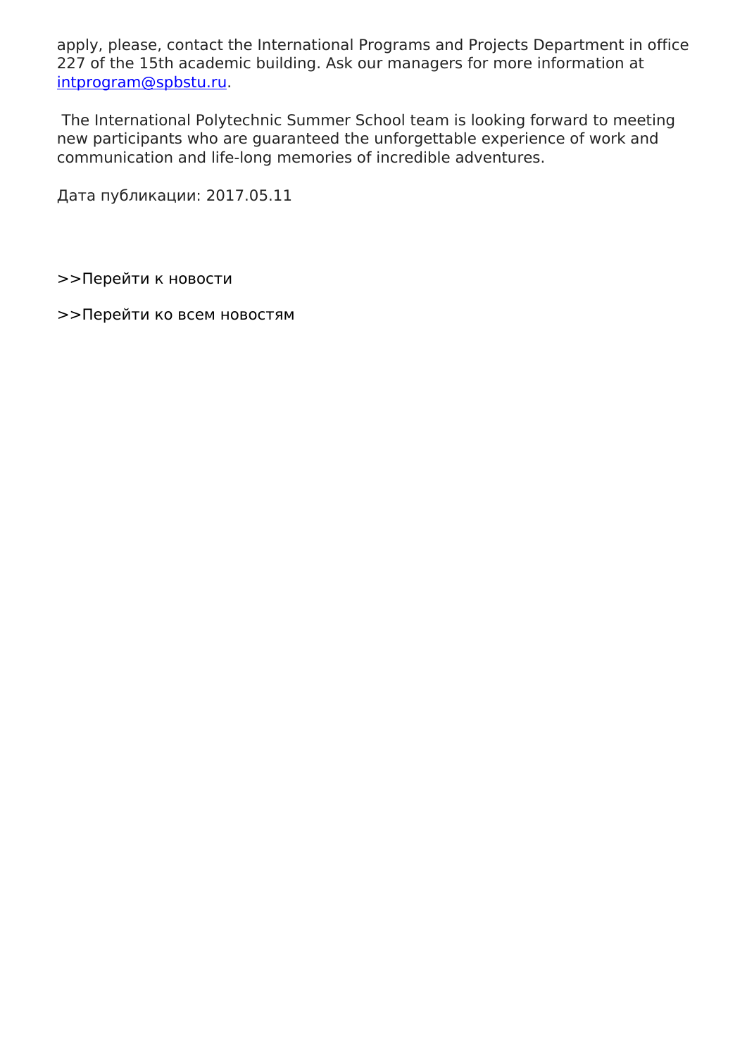apply, please, contact the International Programs and Projects Department in office 227 of the 15th academic building. Ask our managers for more information at intprogram@spbstu.ru.

The International Polytechnic Summer School team is looking forward to meeting new participants who are guaranteed the unforgettable experience of work and communication and life-long memories of incredible adventures.

Дата публикации: 2017.05.11

>>Перейти к новости

>>Перейти ко всем новостям